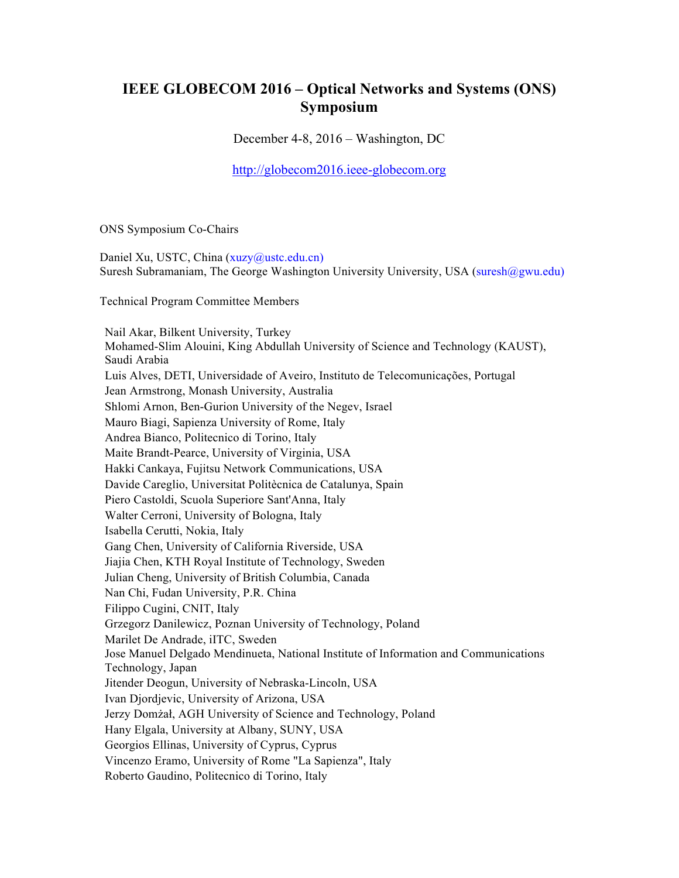# IEEE GLOBECOM 2016 – Optical Networks and Systems (ONS) Symposium

December 4-8, 2016 – Washington, DC

http://globecom2016.ieee-globecom.org

ONS Symposium Co-Chairs

Daniel Xu, USTC, China (xuzy@ustc.edu.cn)
Suresh Subramaniam, The George Washington University University, USA (suresh@gwu.edu)

Technical Program Committee Members

Nail Akar, Bilkent University, Turkey
Mohamed-Slim Alouini, King Abdullah University of Science and Technology (KAUST), Saudi Arabia
Luis Alves, DETI, Universidade of Aveiro, Instituto de Telecomunicações, Portugal
Jean Armstrong, Monash University, Australia
Shlomi Arnon, Ben-Gurion University of the Negev, Israel
Mauro Biagi, Sapienza University of Rome, Italy
Andrea Bianco, Politecnico di Torino, Italy
Maite Brandt-Pearce, University of Virginia, USA
Hakki Cankaya, Fujitsu Network Communications, USA
Davide Careglio, Universitat Politècnica de Catalunya, Spain
Piero Castoldi, Scuola Superiore Sant'Anna, Italy
Walter Cerroni, University of Bologna, Italy
Isabella Cerutti, Nokia, Italy
Gang Chen, University of California Riverside, USA
Jiajia Chen, KTH Royal Institute of Technology, Sweden
Julian Cheng, University of British Columbia, Canada
Nan Chi, Fudan University, P.R. China
Filippo Cugini, CNIT, Italy
Grzegorz Danilewicz, Poznan University of Technology, Poland
Marilet De Andrade, iITC, Sweden
Jose Manuel Delgado Mendinueta, National Institute of Information and Communications Technology, Japan
Jitender Deogun, University of Nebraska-Lincoln, USA
Ivan Djordjevic, University of Arizona, USA
Jerzy Domżał, AGH University of Science and Technology, Poland
Hany Elgala, University at Albany, SUNY, USA
Georgios Ellinas, University of Cyprus, Cyprus
Vincenzo Eramo, University of Rome "La Sapienza", Italy
Roberto Gaudino, Politecnico di Torino, Italy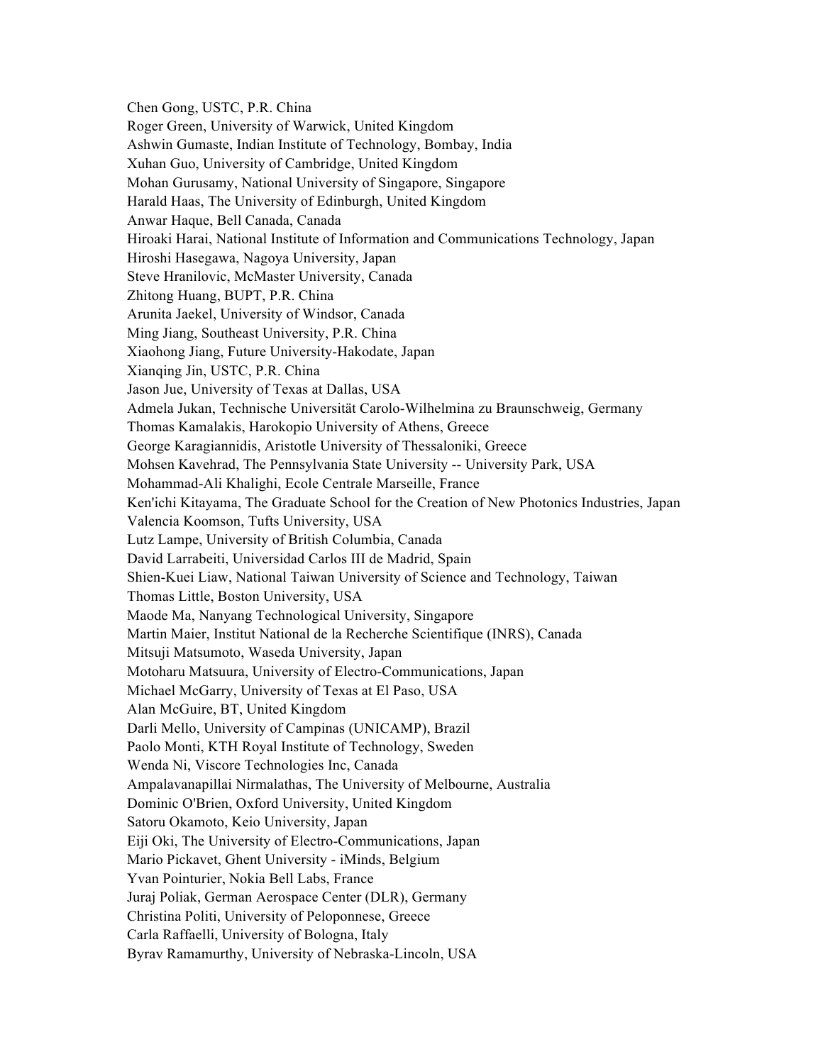Chen Gong, USTC, P.R. China
Roger Green, University of Warwick, United Kingdom
Ashwin Gumaste, Indian Institute of Technology, Bombay, India
Xuhan Guo, University of Cambridge, United Kingdom
Mohan Gurusamy, National University of Singapore, Singapore
Harald Haas, The University of Edinburgh, United Kingdom
Anwar Haque, Bell Canada, Canada
Hiroaki Harai, National Institute of Information and Communications Technology, Japan
Hiroshi Hasegawa, Nagoya University, Japan
Steve Hranilovic, McMaster University, Canada
Zhitong Huang, BUPT, P.R. China
Arunita Jaekel, University of Windsor, Canada
Ming Jiang, Southeast University, P.R. China
Xiaohong Jiang, Future University-Hakodate, Japan
Xianqing Jin, USTC, P.R. China
Jason Jue, University of Texas at Dallas, USA
Admela Jukan, Technische Universität Carolo-Wilhelmina zu Braunschweig, Germany
Thomas Kamalakis, Harokopio University of Athens, Greece
George Karagiannidis, Aristotle University of Thessaloniki, Greece
Mohsen Kavehrad, The Pennsylvania State University -- University Park, USA
Mohammad-Ali Khalighi, Ecole Centrale Marseille, France
Ken'ichi Kitayama, The Graduate School for the Creation of New Photonics Industries, Japan
Valencia Koomson, Tufts University, USA
Lutz Lampe, University of British Columbia, Canada
David Larrabeiti, Universidad Carlos III de Madrid, Spain
Shien-Kuei Liaw, National Taiwan University of Science and Technology, Taiwan
Thomas Little, Boston University, USA
Maode Ma, Nanyang Technological University, Singapore
Martin Maier, Institut National de la Recherche Scientifique (INRS), Canada
Mitsuji Matsumoto, Waseda University, Japan
Motoharu Matsuura, University of Electro-Communications, Japan
Michael McGarry, University of Texas at El Paso, USA
Alan McGuire, BT, United Kingdom
Darli Mello, University of Campinas (UNICAMP), Brazil
Paolo Monti, KTH Royal Institute of Technology, Sweden
Wenda Ni, Viscore Technologies Inc, Canada
Ampalavanapillai Nirmalathas, The University of Melbourne, Australia
Dominic O'Brien, Oxford University, United Kingdom
Satoru Okamoto, Keio University, Japan
Eiji Oki, The University of Electro-Communications, Japan
Mario Pickavet, Ghent University - iMinds, Belgium
Yvan Pointurier, Nokia Bell Labs, France
Juraj Poliak, German Aerospace Center (DLR), Germany
Christina Politi, University of Peloponnese, Greece
Carla Raffaelli, University of Bologna, Italy
Byrav Ramamurthy, University of Nebraska-Lincoln, USA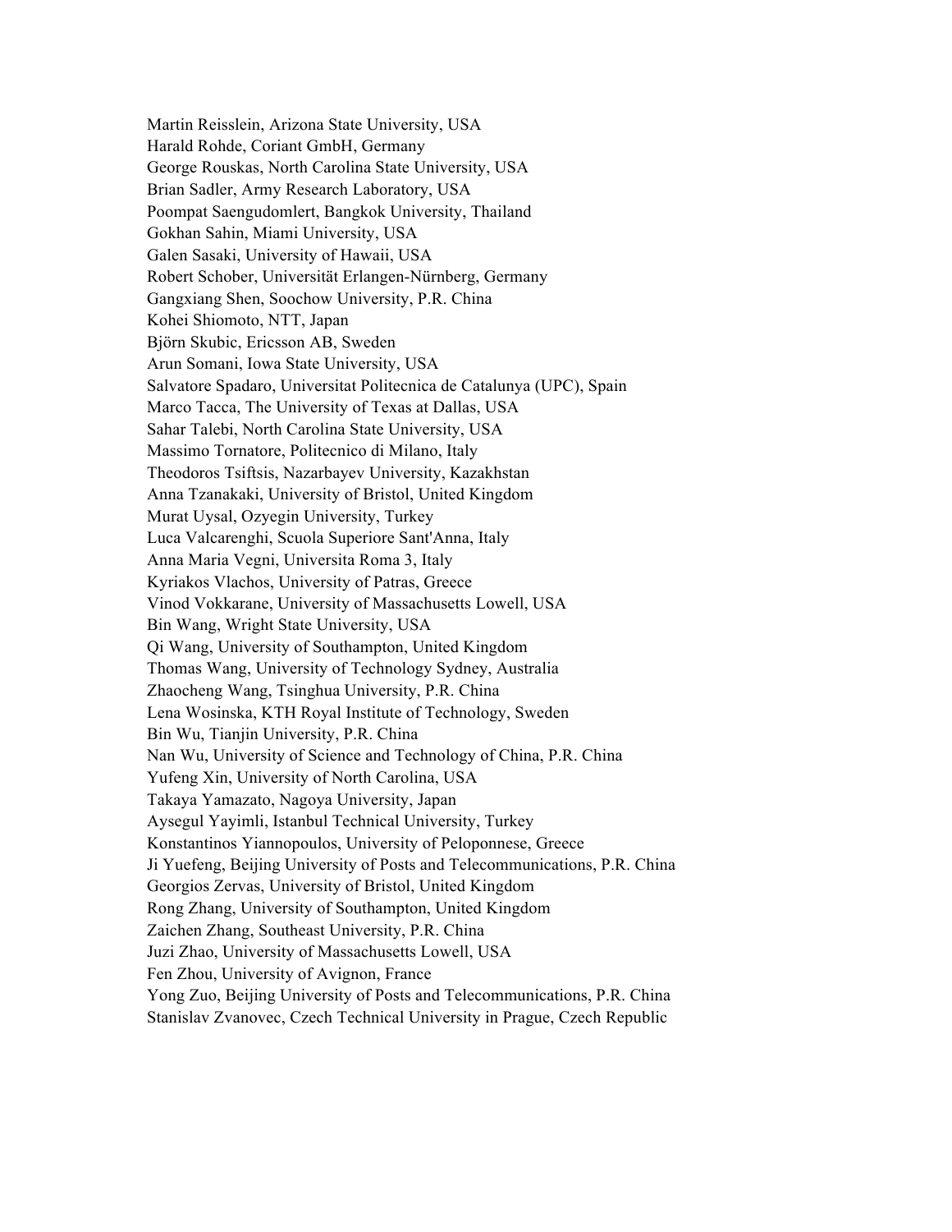Martin Reisslein, Arizona State University, USA
Harald Rohde, Coriant GmbH, Germany
George Rouskas, North Carolina State University, USA
Brian Sadler, Army Research Laboratory, USA
Poompat Saengudomlert, Bangkok University, Thailand
Gokhan Sahin, Miami University, USA
Galen Sasaki, University of Hawaii, USA
Robert Schober, Universität Erlangen-Nürnberg, Germany
Gangxiang Shen, Soochow University, P.R. China
Kohei Shiomoto, NTT, Japan
Björn Skubic, Ericsson AB, Sweden
Arun Somani, Iowa State University, USA
Salvatore Spadaro, Universitat Politecnica de Catalunya (UPC), Spain
Marco Tacca, The University of Texas at Dallas, USA
Sahar Talebi, North Carolina State University, USA
Massimo Tornatore, Politecnico di Milano, Italy
Theodoros Tsiftsis, Nazarbayev University, Kazakhstan
Anna Tzanakaki, University of Bristol, United Kingdom
Murat Uysal, Ozyegin University, Turkey
Luca Valcarenghi, Scuola Superiore Sant'Anna, Italy
Anna Maria Vegni, Universita Roma 3, Italy
Kyriakos Vlachos, University of Patras, Greece
Vinod Vokkarane, University of Massachusetts Lowell, USA
Bin Wang, Wright State University, USA
Qi Wang, University of Southampton, United Kingdom
Thomas Wang, University of Technology Sydney, Australia
Zhaocheng Wang, Tsinghua University, P.R. China
Lena Wosinska, KTH Royal Institute of Technology, Sweden
Bin Wu, Tianjin University, P.R. China
Nan Wu, University of Science and Technology of China, P.R. China
Yufeng Xin, University of North Carolina, USA
Takaya Yamazato, Nagoya University, Japan
Aysegul Yayimli, Istanbul Technical University, Turkey
Konstantinos Yiannopoulos, University of Peloponnese, Greece
Ji Yuefeng, Beijing University of Posts and Telecommunications, P.R. China
Georgios Zervas, University of Bristol, United Kingdom
Rong Zhang, University of Southampton, United Kingdom
Zaichen Zhang, Southeast University, P.R. China
Juzi Zhao, University of Massachusetts Lowell, USA
Fen Zhou, University of Avignon, France
Yong Zuo, Beijing University of Posts and Telecommunications, P.R. China
Stanislav Zvanovec, Czech Technical University in Prague, Czech Republic